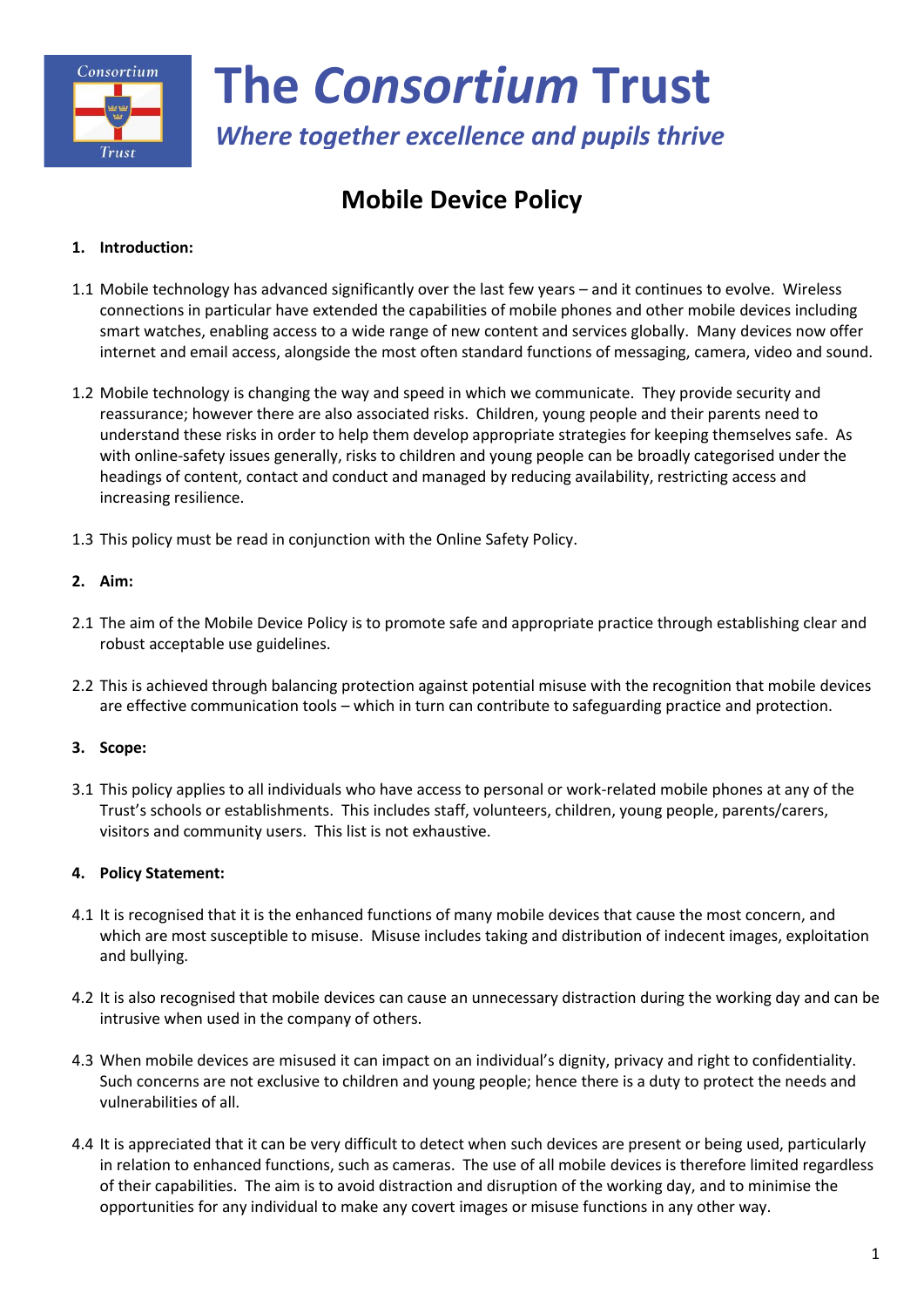# The *Consortium* Trust

***Where together excellence and pupils thrive***

## Mobile Device Policy

**1. Introduction:**

1.1 Mobile technology has advanced significantly over the last few years – and it continues to evolve. Wireless connections in particular have extended the capabilities of mobile phones and other mobile devices including smart watches, enabling access to a wide range of new content and services globally. Many devices now offer internet and email access, alongside the most often standard functions of messaging, camera, video and sound.

1.2 Mobile technology is changing the way and speed in which we communicate. They provide security and reassurance; however there are also associated risks. Children, young people and their parents need to understand these risks in order to help them develop appropriate strategies for keeping themselves safe. As with online-safety issues generally, risks to children and young people can be broadly categorised under the headings of content, contact and conduct and managed by reducing availability, restricting access and increasing resilience.

1.3 This policy must be read in conjunction with the Online Safety Policy.

**2. Aim:**

2.1 The aim of the Mobile Device Policy is to promote safe and appropriate practice through establishing clear and robust acceptable use guidelines.

2.2 This is achieved through balancing protection against potential misuse with the recognition that mobile devices are effective communication tools – which in turn can contribute to safeguarding practice and protection.

**3. Scope:**

3.1 This policy applies to all individuals who have access to personal or work-related mobile phones at any of the Trust's schools or establishments. This includes staff, volunteers, children, young people, parents/carers, visitors and community users. This list is not exhaustive.

**4. Policy Statement:**

4.1 It is recognised that it is the enhanced functions of many mobile devices that cause the most concern, and which are most susceptible to misuse. Misuse includes taking and distribution of indecent images, exploitation and bullying.

4.2 It is also recognised that mobile devices can cause an unnecessary distraction during the working day and can be intrusive when used in the company of others.

4.3 When mobile devices are misused it can impact on an individual's dignity, privacy and right to confidentiality. Such concerns are not exclusive to children and young people; hence there is a duty to protect the needs and vulnerabilities of all.

4.4 It is appreciated that it can be very difficult to detect when such devices are present or being used, particularly in relation to enhanced functions, such as cameras. The use of all mobile devices is therefore limited regardless of their capabilities. The aim is to avoid distraction and disruption of the working day, and to minimise the opportunities for any individual to make any covert images or misuse functions in any other way.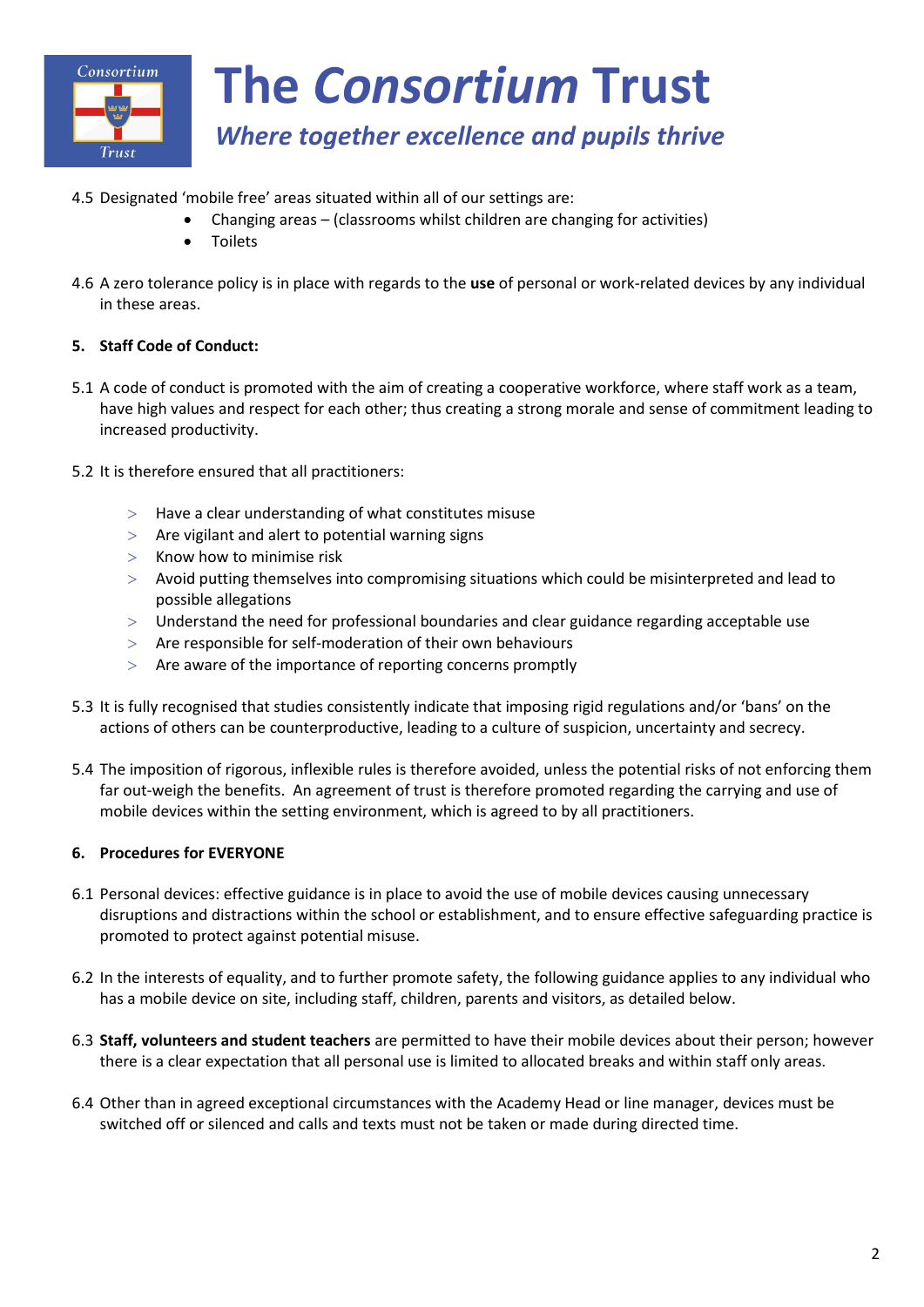4.5 Designated 'mobile free' areas situated within all of our settings are:

- Changing areas – (classrooms whilst children are changing for activities)
- Toilets

4.6 A zero tolerance policy is in place with regards to the **use** of personal or work-related devices by any individual in these areas.

**5. Staff Code of Conduct:**

5.1 A code of conduct is promoted with the aim of creating a cooperative workforce, where staff work as a team, have high values and respect for each other; thus creating a strong morale and sense of commitment leading to increased productivity.

5.2 It is therefore ensured that all practitioners:

- Have a clear understanding of what constitutes misuse
- Are vigilant and alert to potential warning signs
- Know how to minimise risk
- Avoid putting themselves into compromising situations which could be misinterpreted and lead to possible allegations
- Understand the need for professional boundaries and clear guidance regarding acceptable use
- Are responsible for self-moderation of their own behaviours
- Are aware of the importance of reporting concerns promptly

5.3 It is fully recognised that studies consistently indicate that imposing rigid regulations and/or 'bans' on the actions of others can be counterproductive, leading to a culture of suspicion, uncertainty and secrecy.

5.4 The imposition of rigorous, inflexible rules is therefore avoided, unless the potential risks of not enforcing them far out-weigh the benefits. An agreement of trust is therefore promoted regarding the carrying and use of mobile devices within the setting environment, which is agreed to by all practitioners.

**6. Procedures for EVERYONE**

6.1 Personal devices: effective guidance is in place to avoid the use of mobile devices causing unnecessary disruptions and distractions within the school or establishment, and to ensure effective safeguarding practice is promoted to protect against potential misuse.

6.2 In the interests of equality, and to further promote safety, the following guidance applies to any individual who has a mobile device on site, including staff, children, parents and visitors, as detailed below.

6.3 **Staff, volunteers and student teachers** are permitted to have their mobile devices about their person; however there is a clear expectation that all personal use is limited to allocated breaks and within staff only areas.

6.4 Other than in agreed exceptional circumstances with the Academy Head or line manager, devices must be switched off or silenced and calls and texts must not be taken or made during directed time.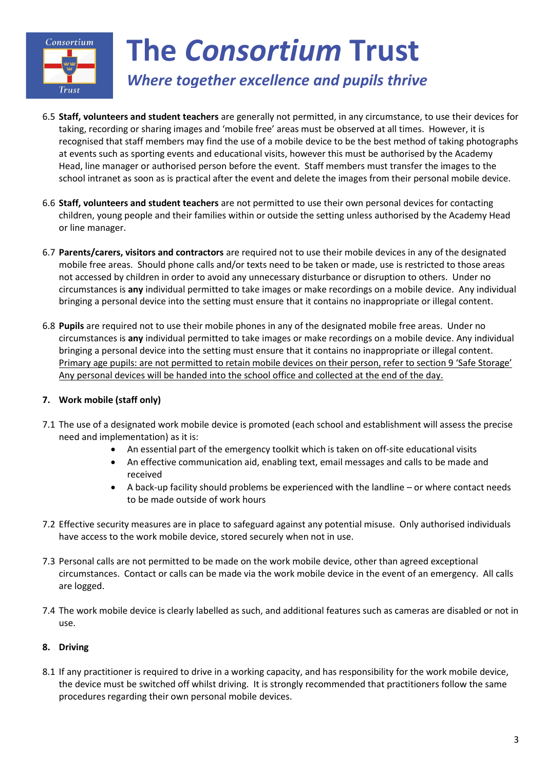6.5 **Staff, volunteers and student teachers** are generally not permitted, in any circumstance, to use their devices for taking, recording or sharing images and 'mobile free' areas must be observed at all times. However, it is recognised that staff members may find the use of a mobile device to be the best method of taking photographs at events such as sporting events and educational visits, however this must be authorised by the Academy Head, line manager or authorised person before the event. Staff members must transfer the images to the school intranet as soon as is practical after the event and delete the images from their personal mobile device.

6.6 **Staff, volunteers and student teachers** are not permitted to use their own personal devices for contacting children, young people and their families within or outside the setting unless authorised by the Academy Head or line manager.

6.7 **Parents/carers, visitors and contractors** are required not to use their mobile devices in any of the designated mobile free areas. Should phone calls and/or texts need to be taken or made, use is restricted to those areas not accessed by children in order to avoid any unnecessary disturbance or disruption to others. Under no circumstances is **any** individual permitted to take images or make recordings on a mobile device. Any individual bringing a personal device into the setting must ensure that it contains no inappropriate or illegal content.

6.8 **Pupils** are required not to use their mobile phones in any of the designated mobile free areas. Under no circumstances is **any** individual permitted to take images or make recordings on a mobile device. Any individual bringing a personal device into the setting must ensure that it contains no inappropriate or illegal content. <u>Primary age pupils: are not permitted to retain mobile devices on their person, refer to section 9 'Safe Storage' Any personal devices will be handed into the school office and collected at the end of the day.</u>

## 7. Work mobile (staff only)

7.1 The use of a designated work mobile device is promoted (each school and establishment will assess the precise need and implementation) as it is:

- An essential part of the emergency toolkit which is taken on off-site educational visits
- An effective communication aid, enabling text, email messages and calls to be made and received
- A back-up facility should problems be experienced with the landline – or where contact needs to be made outside of work hours

7.2 Effective security measures are in place to safeguard against any potential misuse. Only authorised individuals have access to the work mobile device, stored securely when not in use.

7.3 Personal calls are not permitted to be made on the work mobile device, other than agreed exceptional circumstances. Contact or calls can be made via the work mobile device in the event of an emergency. All calls are logged.

7.4 The work mobile device is clearly labelled as such, and additional features such as cameras are disabled or not in use.

## 8. Driving

8.1 If any practitioner is required to drive in a working capacity, and has responsibility for the work mobile device, the device must be switched off whilst driving. It is strongly recommended that practitioners follow the same procedures regarding their own personal mobile devices.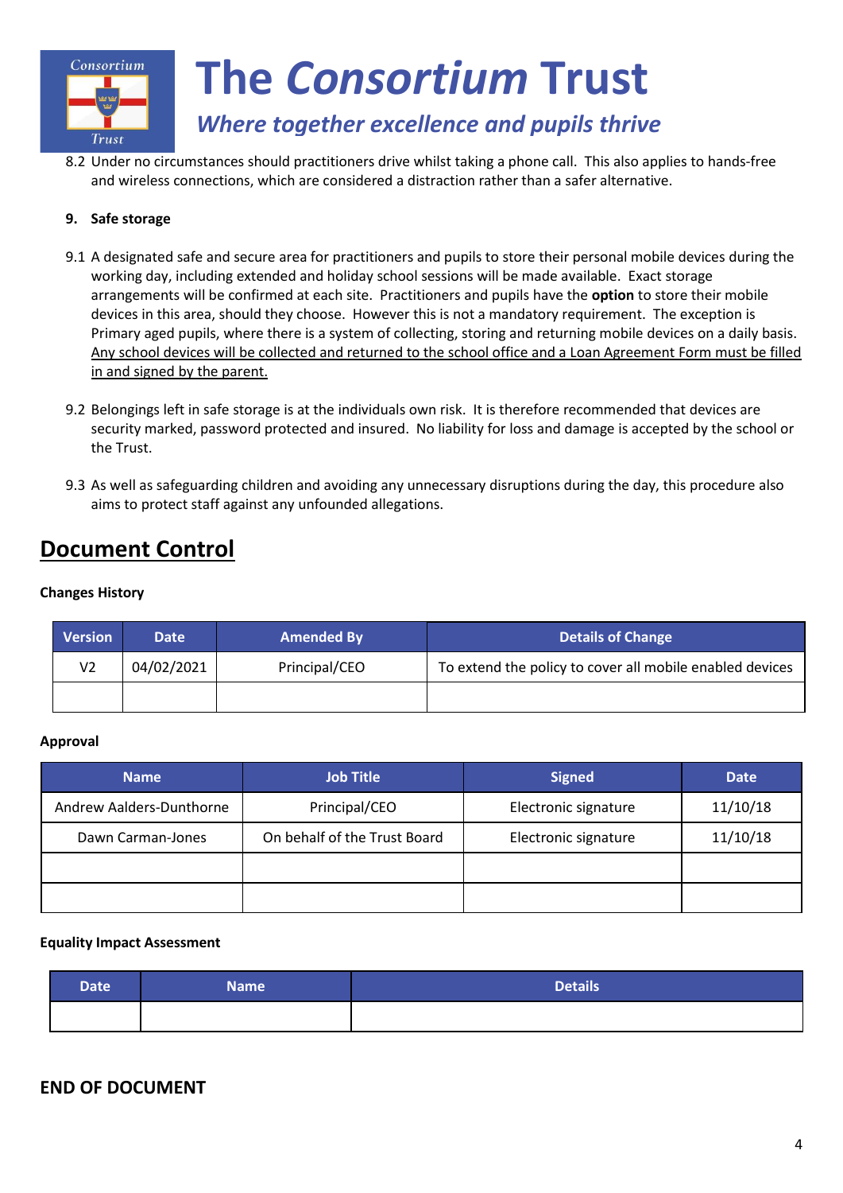8.2 Under no circumstances should practitioners drive whilst taking a phone call. This also applies to hands-free and wireless connections, which are considered a distraction rather than a safer alternative.

**9. Safe storage**

9.1 A designated safe and secure area for practitioners and pupils to store their personal mobile devices during the working day, including extended and holiday school sessions will be made available. Exact storage arrangements will be confirmed at each site. Practitioners and pupils have the **option** to store their mobile devices in this area, should they choose. However this is not a mandatory requirement. The exception is Primary aged pupils, where there is a system of collecting, storing and returning mobile devices on a daily basis. <u>Any school devices will be collected and returned to the school office and a Loan Agreement Form must be filled in and signed by the parent.</u>

9.2 Belongings left in safe storage is at the individuals own risk. It is therefore recommended that devices are security marked, password protected and insured. No liability for loss and damage is accepted by the school or the Trust.

9.3 As well as safeguarding children and avoiding any unnecessary disruptions during the day, this procedure also aims to protect staff against any unfounded allegations.

# Document Control

**Changes History**

| Version | Date | Amended By | Details of Change |
|---|---|---|---|
| V2 | 04/02/2021 | Principal/CEO | To extend the policy to cover all mobile enabled devices |
| | | | |

**Approval**

| Name | Job Title | Signed | Date |
|---|---|---|---|
| Andrew Aalders-Dunthorne | Principal/CEO | Electronic signature | 11/10/18 |
| Dawn Carman-Jones | On behalf of the Trust Board | Electronic signature | 11/10/18 |
| | | | |
| | | | |

**Equality Impact Assessment**

| Date | Name | Details |
|---|---|---|
| | | |

**END OF DOCUMENT**